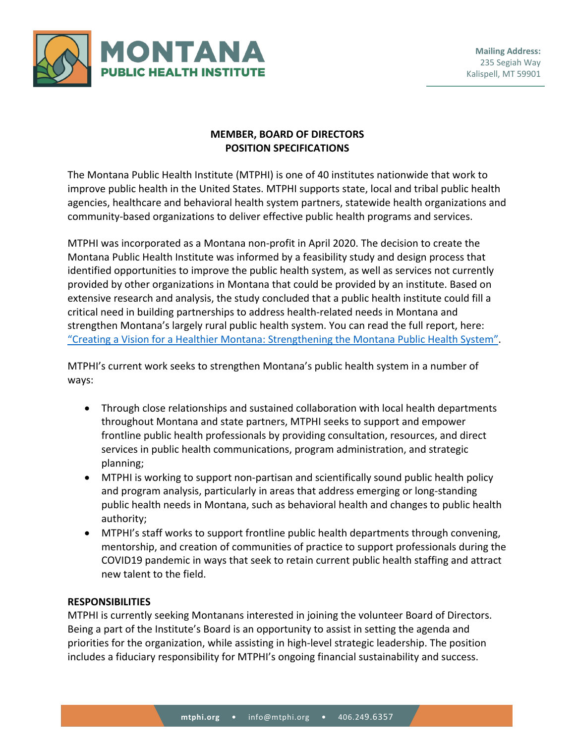MONTANA PUBLIC HEALTH INSTITUTE

**Mailing Address:**
235 Segiah Way
Kalispell, MT 59901

# MEMBER, BOARD OF DIRECTORS
# POSITION SPECIFICATIONS

The Montana Public Health Institute (MTPHI) is one of 40 institutes nationwide that work to improve public health in the United States. MTPHI supports state, local and tribal public health agencies, healthcare and behavioral health system partners, statewide health organizations and community-based organizations to deliver effective public health programs and services.

MTPHI was incorporated as a Montana non-profit in April 2020. The decision to create the Montana Public Health Institute was informed by a feasibility study and design process that identified opportunities to improve the public health system, as well as services not currently provided by other organizations in Montana that could be provided by an institute. Based on extensive research and analysis, the study concluded that a public health institute could fill a critical need in building partnerships to address health-related needs in Montana and strengthen Montana's largely rural public health system. You can read the full report, here: "Creating a Vision for a Healthier Montana: Strengthening the Montana Public Health System".

MTPHI's current work seeks to strengthen Montana's public health system in a number of ways:

- Through close relationships and sustained collaboration with local health departments throughout Montana and state partners, MTPHI seeks to support and empower frontline public health professionals by providing consultation, resources, and direct services in public health communications, program administration, and strategic planning;
- MTPHI is working to support non-partisan and scientifically sound public health policy and program analysis, particularly in areas that address emerging or long-standing public health needs in Montana, such as behavioral health and changes to public health authority;
- MTPHI's staff works to support frontline public health departments through convening, mentorship, and creation of communities of practice to support professionals during the COVID19 pandemic in ways that seek to retain current public health staffing and attract new talent to the field.

**RESPONSIBILITIES**

MTPHI is currently seeking Montanans interested in joining the volunteer Board of Directors. Being a part of the Institute's Board is an opportunity to assist in setting the agenda and priorities for the organization, while assisting in high-level strategic leadership. The position includes a fiduciary responsibility for MTPHI's ongoing financial sustainability and success.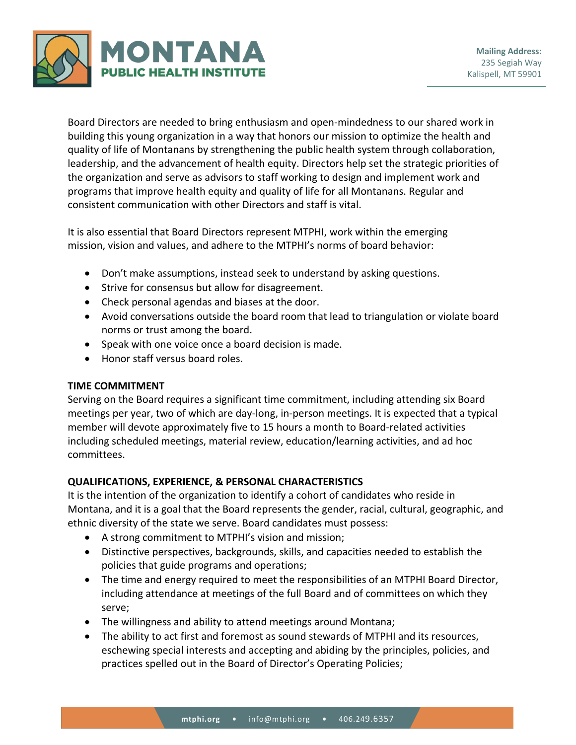Board Directors are needed to bring enthusiasm and open-mindedness to our shared work in building this young organization in a way that honors our mission to optimize the health and quality of life of Montanans by strengthening the public health system through collaboration, leadership, and the advancement of health equity. Directors help set the strategic priorities of the organization and serve as advisors to staff working to design and implement work and programs that improve health equity and quality of life for all Montanans. Regular and consistent communication with other Directors and staff is vital.

It is also essential that Board Directors represent MTPHI, work within the emerging mission, vision and values, and adhere to the MTPHI's norms of board behavior:

- Don't make assumptions, instead seek to understand by asking questions.
- Strive for consensus but allow for disagreement.
- Check personal agendas and biases at the door.
- Avoid conversations outside the board room that lead to triangulation or violate board norms or trust among the board.
- Speak with one voice once a board decision is made.
- Honor staff versus board roles.

**TIME COMMITMENT**

Serving on the Board requires a significant time commitment, including attending six Board meetings per year, two of which are day-long, in-person meetings. It is expected that a typical member will devote approximately five to 15 hours a month to Board-related activities including scheduled meetings, material review, education/learning activities, and ad hoc committees.

**QUALIFICATIONS, EXPERIENCE, & PERSONAL CHARACTERISTICS**

It is the intention of the organization to identify a cohort of candidates who reside in Montana, and it is a goal that the Board represents the gender, racial, cultural, geographic, and ethnic diversity of the state we serve. Board candidates must possess:

- A strong commitment to MTPHI's vision and mission;
- Distinctive perspectives, backgrounds, skills, and capacities needed to establish the policies that guide programs and operations;
- The time and energy required to meet the responsibilities of an MTPHI Board Director, including attendance at meetings of the full Board and of committees on which they serve;
- The willingness and ability to attend meetings around Montana;
- The ability to act first and foremost as sound stewards of MTPHI and its resources, eschewing special interests and accepting and abiding by the principles, policies, and practices spelled out in the Board of Director's Operating Policies;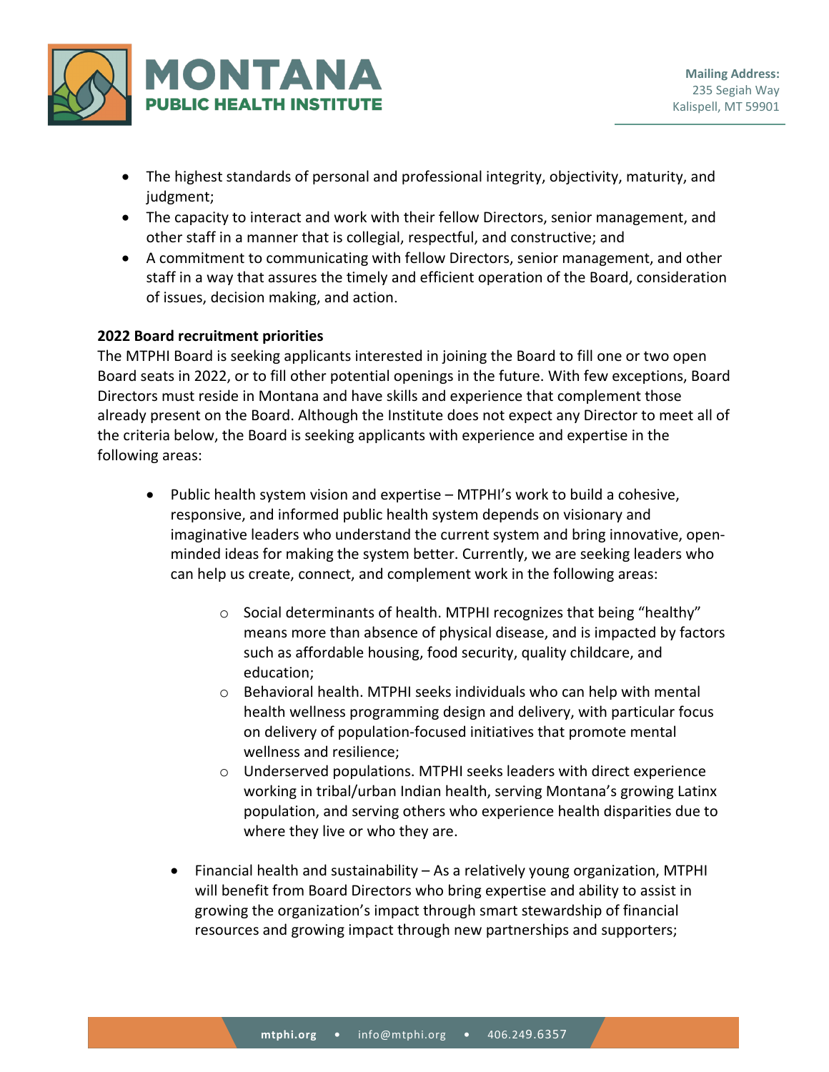- The highest standards of personal and professional integrity, objectivity, maturity, and judgment;
- The capacity to interact and work with their fellow Directors, senior management, and other staff in a manner that is collegial, respectful, and constructive; and
- A commitment to communicating with fellow Directors, senior management, and other staff in a way that assures the timely and efficient operation of the Board, consideration of issues, decision making, and action.

**2022 Board recruitment priorities**

The MTPHI Board is seeking applicants interested in joining the Board to fill one or two open Board seats in 2022, or to fill other potential openings in the future. With few exceptions, Board Directors must reside in Montana and have skills and experience that complement those already present on the Board. Although the Institute does not expect any Director to meet all of the criteria below, the Board is seeking applicants with experience and expertise in the following areas:

- Public health system vision and expertise – MTPHI's work to build a cohesive, responsive, and informed public health system depends on visionary and imaginative leaders who understand the current system and bring innovative, open-minded ideas for making the system better. Currently, we are seeking leaders who can help us create, connect, and complement work in the following areas:
    - Social determinants of health. MTPHI recognizes that being "healthy" means more than absence of physical disease, and is impacted by factors such as affordable housing, food security, quality childcare, and education;
    - Behavioral health. MTPHI seeks individuals who can help with mental health wellness programming design and delivery, with particular focus on delivery of population-focused initiatives that promote mental wellness and resilience;
    - Underserved populations. MTPHI seeks leaders with direct experience working in tribal/urban Indian health, serving Montana's growing Latinx population, and serving others who experience health disparities due to where they live or who they are.

- Financial health and sustainability – As a relatively young organization, MTPHI will benefit from Board Directors who bring expertise and ability to assist in growing the organization's impact through smart stewardship of financial resources and growing impact through new partnerships and supporters;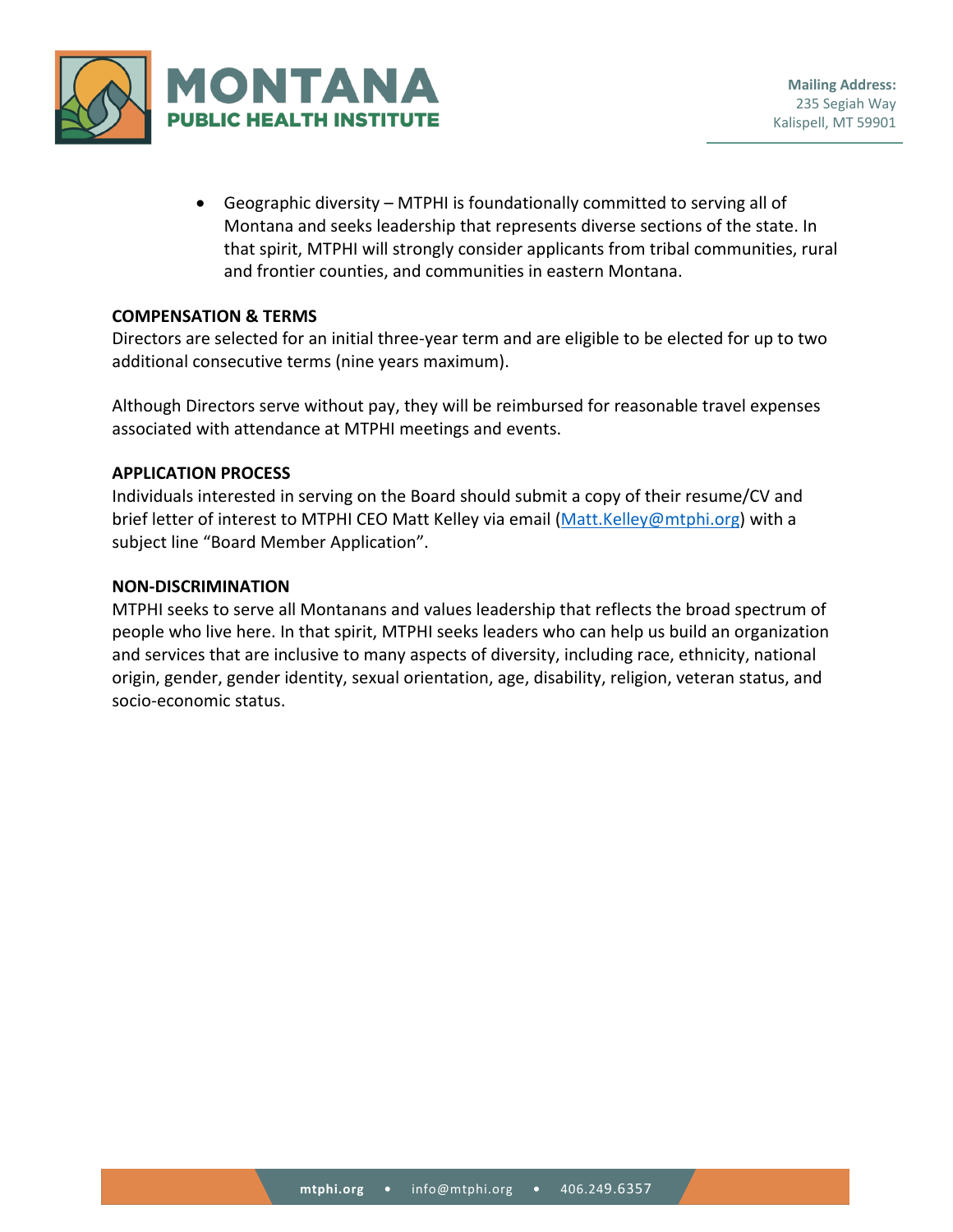- Geographic diversity – MTPHI is foundationally committed to serving all of Montana and seeks leadership that represents diverse sections of the state. In that spirit, MTPHI will strongly consider applicants from tribal communities, rural and frontier counties, and communities in eastern Montana.

**COMPENSATION & TERMS**

Directors are selected for an initial three-year term and are eligible to be elected for up to two additional consecutive terms (nine years maximum).

Although Directors serve without pay, they will be reimbursed for reasonable travel expenses associated with attendance at MTPHI meetings and events.

**APPLICATION PROCESS**

Individuals interested in serving on the Board should submit a copy of their resume/CV and brief letter of interest to MTPHI CEO Matt Kelley via email (Matt.Kelley@mtphi.org) with a subject line "Board Member Application".

**NON-DISCRIMINATION**

MTPHI seeks to serve all Montanans and values leadership that reflects the broad spectrum of people who live here. In that spirit, MTPHI seeks leaders who can help us build an organization and services that are inclusive to many aspects of diversity, including race, ethnicity, national origin, gender, gender identity, sexual orientation, age, disability, religion, veteran status, and socio-economic status.